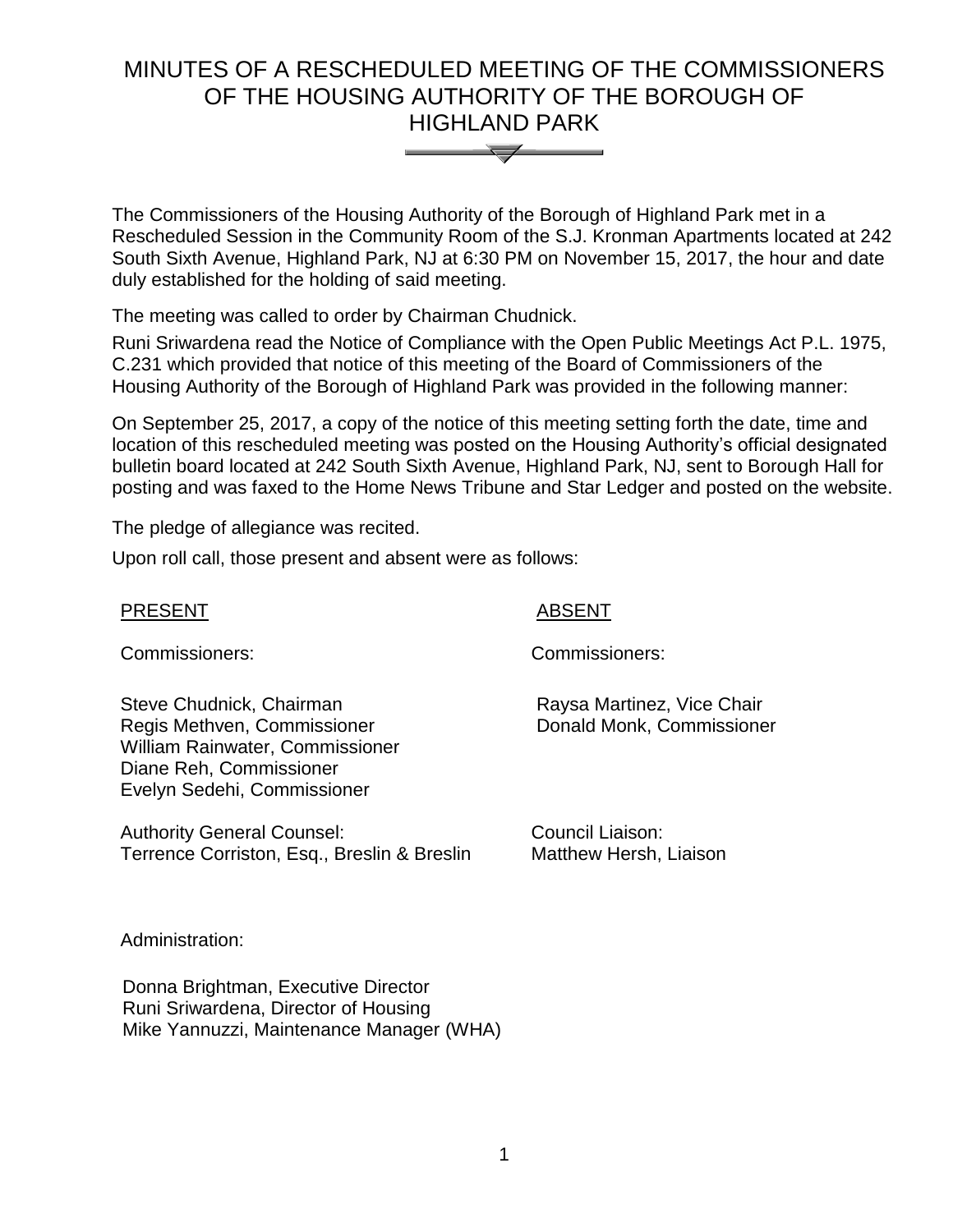# MINUTES OF A RESCHEDULED MEETING OF THE COMMISSIONERS OF THE HOUSING AUTHORITY OF THE BOROUGH OF HIGHLAND PARK

The Commissioners of the Housing Authority of the Borough of Highland Park met in a Rescheduled Session in the Community Room of the S.J. Kronman Apartments located at 242 South Sixth Avenue, Highland Park, NJ at 6:30 PM on November 15, 2017, the hour and date duly established for the holding of said meeting.

The meeting was called to order by Chairman Chudnick.

Runi Sriwardena read the Notice of Compliance with the Open Public Meetings Act P.L. 1975, C.231 which provided that notice of this meeting of the Board of Commissioners of the Housing Authority of the Borough of Highland Park was provided in the following manner:

On September 25, 2017, a copy of the notice of this meeting setting forth the date, time and location of this rescheduled meeting was posted on the Housing Authority's official designated bulletin board located at 242 South Sixth Avenue, Highland Park, NJ, sent to Borough Hall for posting and was faxed to the Home News Tribune and Star Ledger and posted on the website.

The pledge of allegiance was recited.

Upon roll call, those present and absent were as follows:

| PRESENT | ABSENT |
|---|---|
| Commissioners: | Commissioners: |
| Steve Chudnick, Chairman | Raysa Martinez, Vice Chair |
| Regis Methven, Commissioner | Donald Monk, Commissioner |
| William Rainwater, Commissioner | |
| Diane Reh, Commissioner | |
| Evelyn Sedehi, Commissioner | |
| Authority General Counsel: | Council Liaison: |
| Terrence Corriston, Esq., Breslin & Breslin | Matthew Hersh, Liaison |

Administration:

Donna Brightman, Executive Director
Runi Sriwardena, Director of Housing
Mike Yannuzzi, Maintenance Manager (WHA)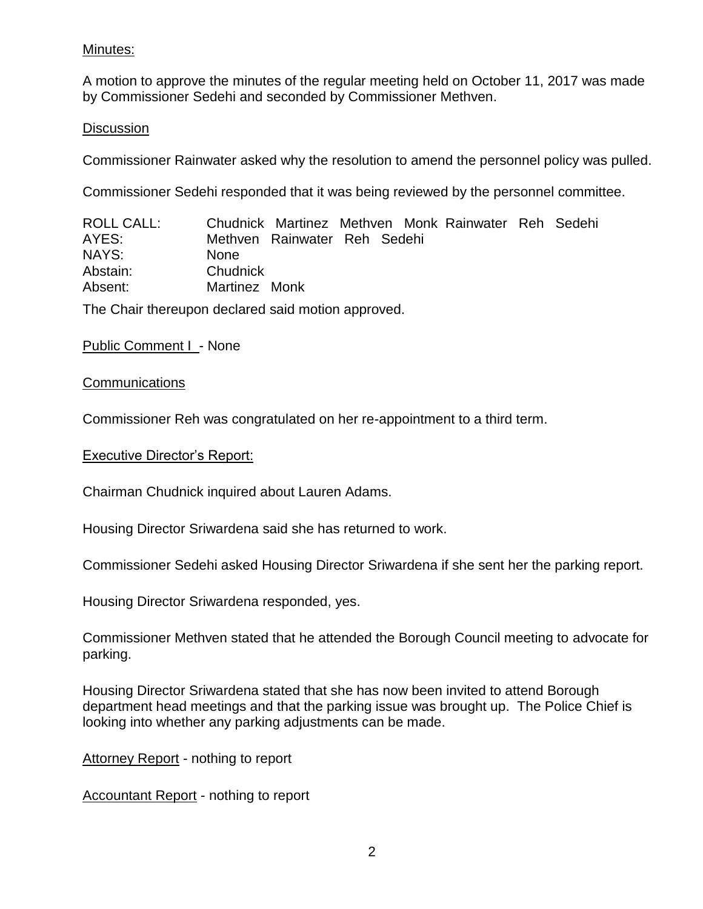Minutes:

A motion to approve the minutes of the regular meeting held on October 11, 2017 was made by Commissioner Sedehi and seconded by Commissioner Methven.

Discussion

Commissioner Rainwater asked why the resolution to amend the personnel policy was pulled.

Commissioner Sedehi responded that it was being reviewed by the personnel committee.

| | |
|---|---|
| ROLL CALL: | Chudnick Martinez Methven Monk Rainwater Reh Sedehi |
| AYES: | Methven Rainwater Reh Sedehi |
| NAYS: | None |
| Abstain: | Chudnick |
| Absent: | Martinez Monk |

The Chair thereupon declared said motion approved.

Public Comment I - None

Communications

Commissioner Reh was congratulated on her re-appointment to a third term.

Executive Director's Report:

Chairman Chudnick inquired about Lauren Adams.

Housing Director Sriwardena said she has returned to work.

Commissioner Sedehi asked Housing Director Sriwardena if she sent her the parking report.

Housing Director Sriwardena responded, yes.

Commissioner Methven stated that he attended the Borough Council meeting to advocate for parking.

Housing Director Sriwardena stated that she has now been invited to attend Borough department head meetings and that the parking issue was brought up. The Police Chief is looking into whether any parking adjustments can be made.

Attorney Report - nothing to report

Accountant Report - nothing to report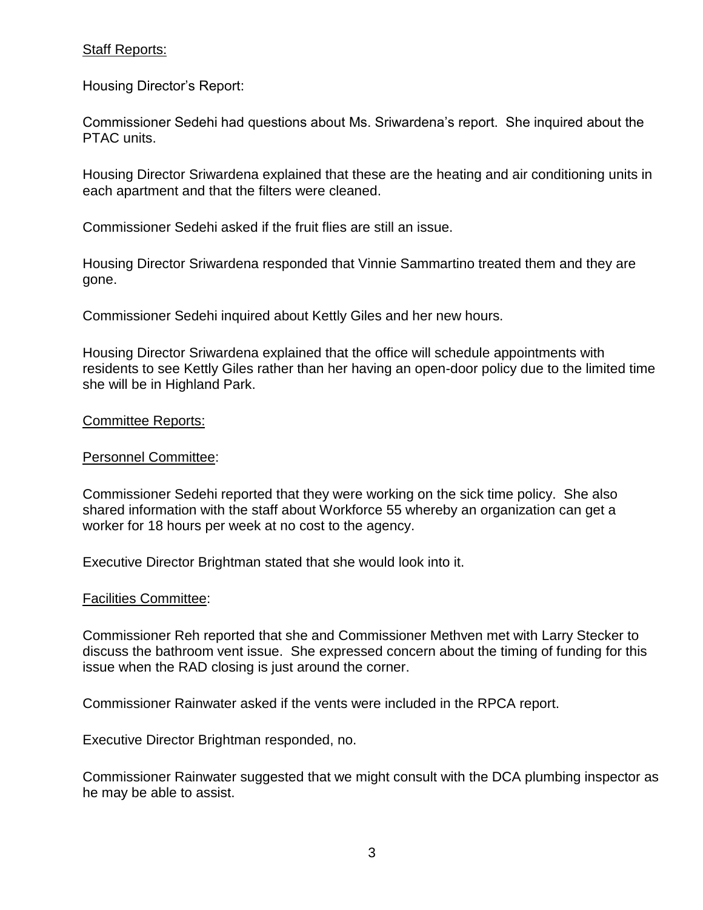<u>Staff Reports:</u>

Housing Director's Report:

Commissioner Sedehi had questions about Ms. Sriwardena's report. She inquired about the PTAC units.

Housing Director Sriwardena explained that these are the heating and air conditioning units in each apartment and that the filters were cleaned.

Commissioner Sedehi asked if the fruit flies are still an issue.

Housing Director Sriwardena responded that Vinnie Sammartino treated them and they are gone.

Commissioner Sedehi inquired about Kettly Giles and her new hours.

Housing Director Sriwardena explained that the office will schedule appointments with residents to see Kettly Giles rather than her having an open-door policy due to the limited time she will be in Highland Park.

<u>Committee Reports:</u>

<u>Personnel Committee</u>:

Commissioner Sedehi reported that they were working on the sick time policy. She also shared information with the staff about Workforce 55 whereby an organization can get a worker for 18 hours per week at no cost to the agency.

Executive Director Brightman stated that she would look into it.

<u>Facilities Committee</u>:

Commissioner Reh reported that she and Commissioner Methven met with Larry Stecker to discuss the bathroom vent issue. She expressed concern about the timing of funding for this issue when the RAD closing is just around the corner.

Commissioner Rainwater asked if the vents were included in the RPCA report.

Executive Director Brightman responded, no.

Commissioner Rainwater suggested that we might consult with the DCA plumbing inspector as he may be able to assist.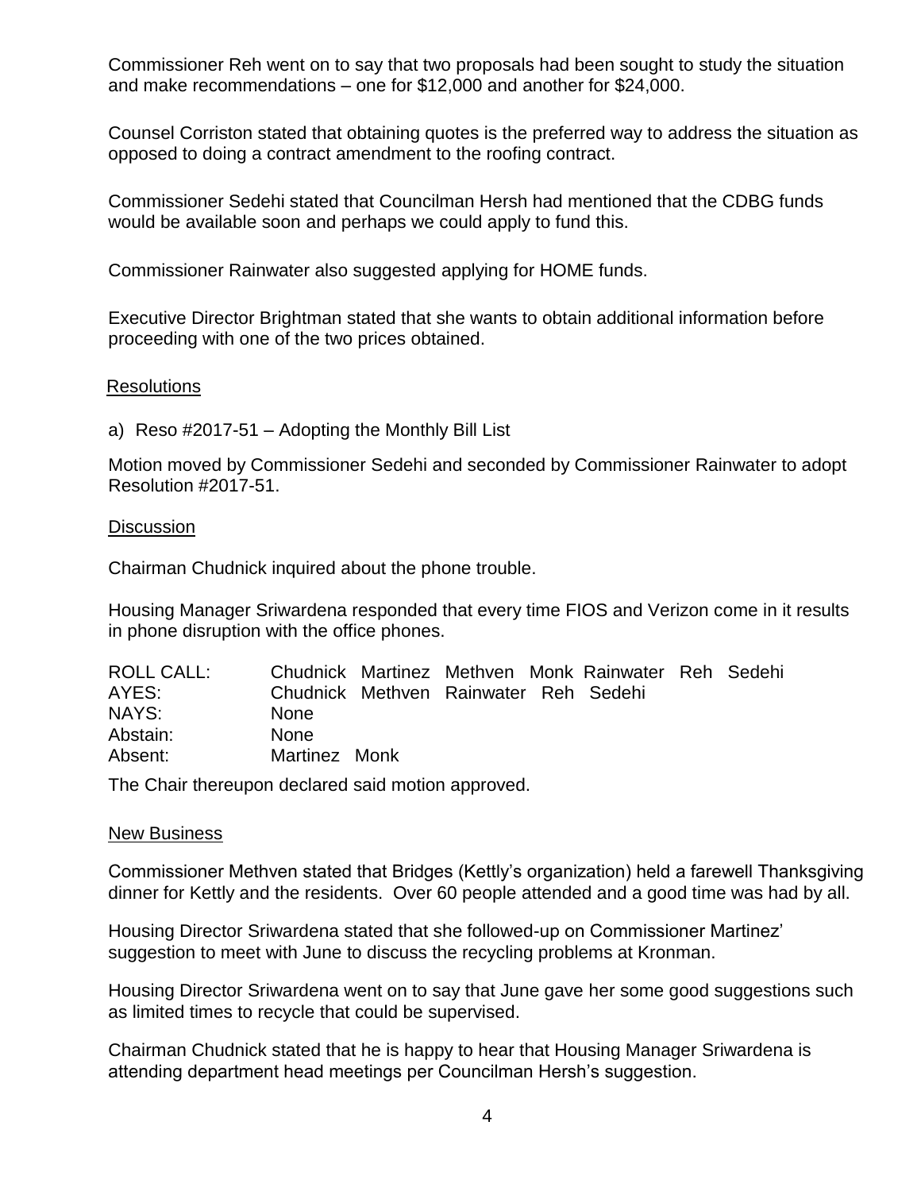Commissioner Reh went on to say that two proposals had been sought to study the situation and make recommendations – one for $12,000 and another for $24,000.

Counsel Corriston stated that obtaining quotes is the preferred way to address the situation as opposed to doing a contract amendment to the roofing contract.

Commissioner Sedehi stated that Councilman Hersh had mentioned that the CDBG funds would be available soon and perhaps we could apply to fund this.

Commissioner Rainwater also suggested applying for HOME funds.

Executive Director Brightman stated that she wants to obtain additional information before proceeding with one of the two prices obtained.

## Resolutions

a) Reso #2017-51 – Adopting the Monthly Bill List

Motion moved by Commissioner Sedehi and seconded by Commissioner Rainwater to adopt Resolution #2017-51.

### Discussion

Chairman Chudnick inquired about the phone trouble.

Housing Manager Sriwardena responded that every time FIOS and Verizon come in it results in phone disruption with the office phones.

| | |
|---|---|
| ROLL CALL: | Chudnick Martinez Methven Monk Rainwater Reh Sedehi |
| AYES: | Chudnick Methven Rainwater Reh Sedehi |
| NAYS: | None |
| Abstain: | None |
| Absent: | Martinez Monk |

The Chair thereupon declared said motion approved.

## New Business

Commissioner Methven stated that Bridges (Kettly's organization) held a farewell Thanksgiving dinner for Kettly and the residents. Over 60 people attended and a good time was had by all.

Housing Director Sriwardena stated that she followed-up on Commissioner Martinez' suggestion to meet with June to discuss the recycling problems at Kronman.

Housing Director Sriwardena went on to say that June gave her some good suggestions such as limited times to recycle that could be supervised.

Chairman Chudnick stated that he is happy to hear that Housing Manager Sriwardena is attending department head meetings per Councilman Hersh's suggestion.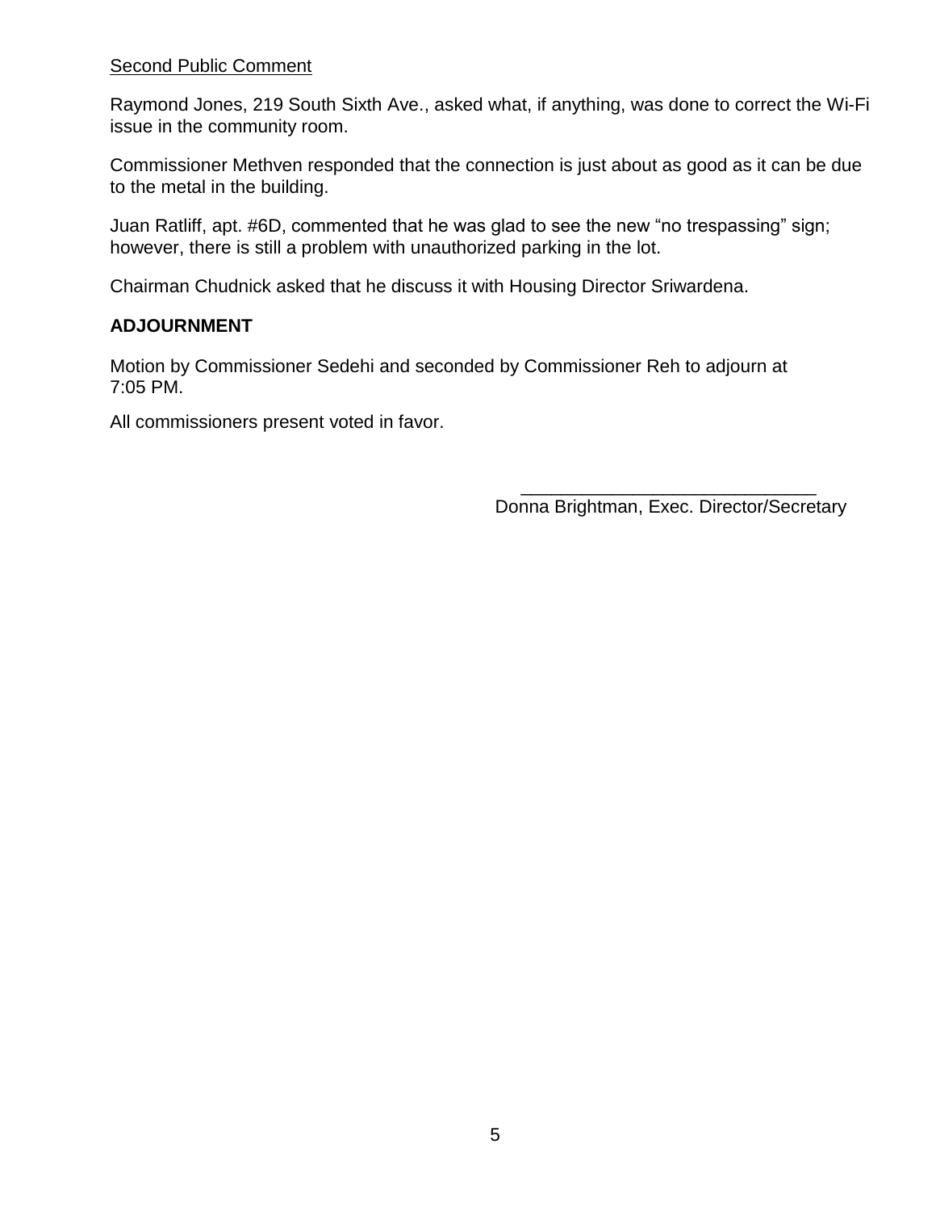<u>Second Public Comment</u>

Raymond Jones, 219 South Sixth Ave., asked what, if anything, was done to correct the Wi-Fi issue in the community room.

Commissioner Methven responded that the connection is just about as good as it can be due to the metal in the building.

Juan Ratliff, apt. #6D, commented that he was glad to see the new "no trespassing" sign; however, there is still a problem with unauthorized parking in the lot.

Chairman Chudnick asked that he discuss it with Housing Director Sriwardena.

**ADJOURNMENT**

Motion by Commissioner Sedehi and seconded by Commissioner Reh to adjourn at 7:05 PM.

All commissioners present voted in favor.

\_\_\_\_\_\_\_\_\_\_\_\_\_\_\_\_\_\_\_\_\_\_\_\_\_\_\_\_\_\_

Donna Brightman, Exec. Director/Secretary